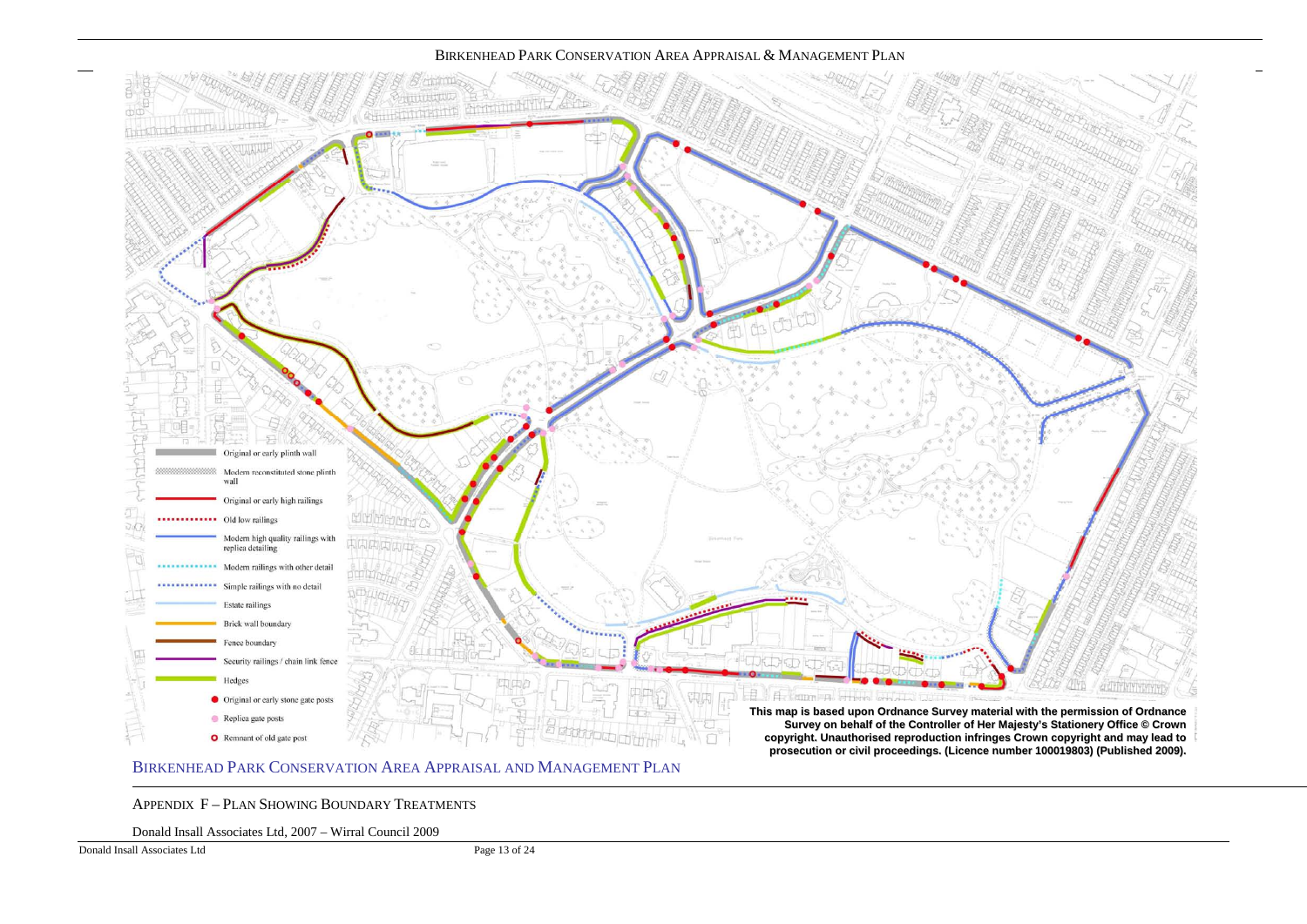- Original or early plinth wall
- Modern reconstituted stone plinth wall
- Original or early high railings
- Old low railings
- Modern high quality railings with replica detailing
- Modern railings with other detail
- Simple railings with no detail
- Estate railings
- Brick wall boundary
- Fence boundary
- Security railings / chain link fence
- Hedges
- Original or early stone gate posts
- Replica gate posts
- Remnant of old gate post

**This map is based upon Ordnance Survey material with the permission of Ordnance Survey on behalf of the Controller of Her Majesty's Stationery Office © Crown copyright. Unauthorised reproduction infringes Crown copyright and may lead to prosecution or civil proceedings. (Licence number 100019803) (Published 2009).**

BIRKENHEAD PARK CONSERVATION AREA APPRAISAL AND MANAGEMENT PLAN

APPENDIX F – PLAN SHOWING BOUNDARY TREATMENTS

Donald Insall Associates Ltd, 2007 – Wirral Council 2009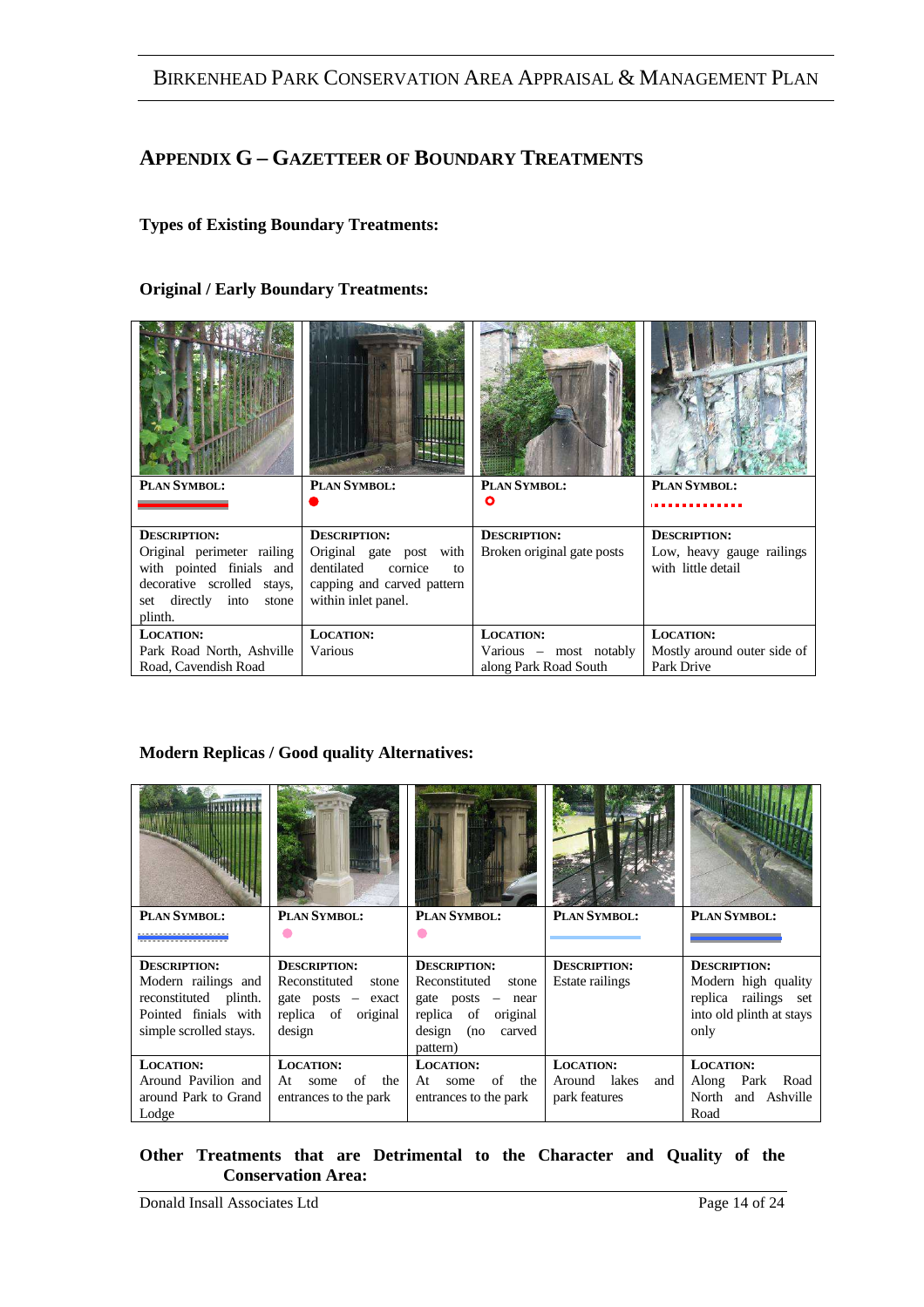## Appendix G – Gazetteer of Boundary Treatments

**Types of Existing Boundary Treatments:**

**Original / Early Boundary Treatments:**

| | | | |
|---|---|---|---|
| **Plan Symbol:** | **Plan Symbol:** | **Plan Symbol:** | **Plan Symbol:** |
| **Description:** Original perimeter railing with pointed finials and decorative scrolled stays, set directly into stone plinth. | **Description:** Original gate post with dentilated cornice to capping and carved pattern within inlet panel. | **Description:** Broken original gate posts | **Description:** Low, heavy gauge railings with little detail |
| **Location:** Park Road North, Ashville Road, Cavendish Road | **Location:** Various | **Location:** Various – most notably along Park Road South | **Location:** Mostly around outer side of Park Drive |

**Modern Replicas / Good quality Alternatives:**

| | | | | |
|---|---|---|---|---|
| **Plan Symbol:** | **Plan Symbol:** | **Plan Symbol:** | **Plan Symbol:** | **Plan Symbol:** |
| **Description:** Modern railings and reconstituted plinth. Pointed finials with simple scrolled stays. | **Description:** Reconstituted stone gate posts – exact replica of original design | **Description:** Reconstituted stone gate posts – near replica of original design (no carved pattern) | **Description:** Estate railings | **Description:** Modern high quality replica railings set into old plinth at stays only |
| **Location:** Around Pavilion and around Park to Grand Lodge | **Location:** At some of the entrances to the park | **Location:** At some of the entrances to the park | **Location:** Around lakes and park features | **Location:** Along Park Road North and Ashville Road |

**Other Treatments that are Detrimental to the Character and Quality of the Conservation Area:**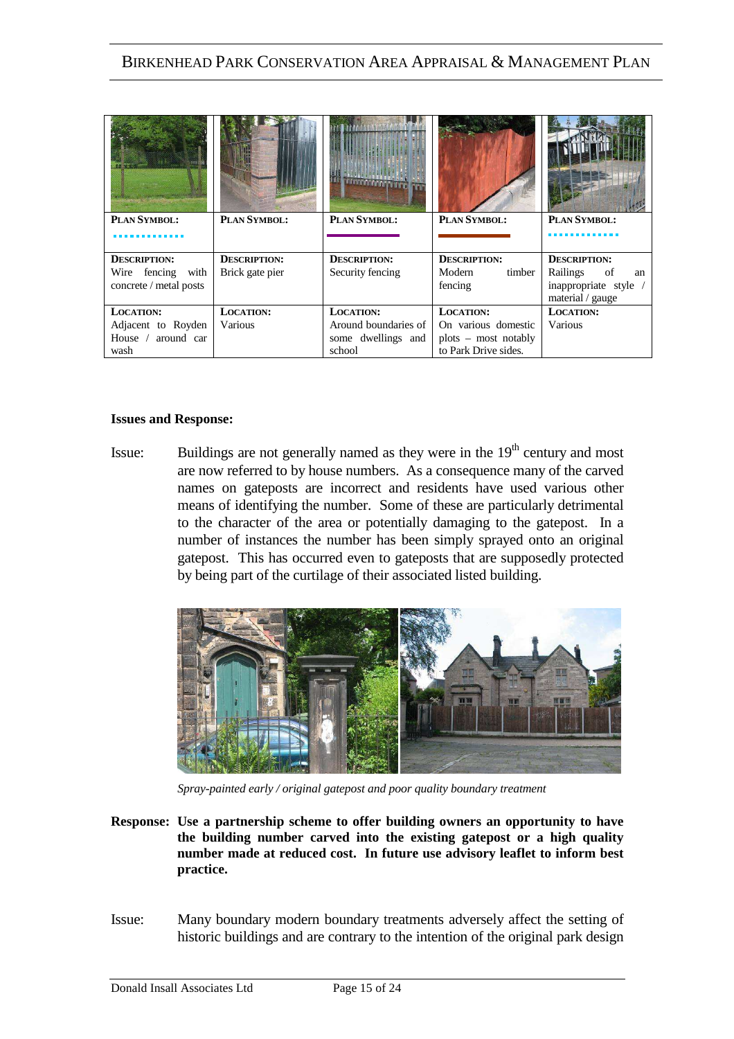| | | | | |
|---|---|---|---|---|
| **PLAN SYMBOL:** | **PLAN SYMBOL:** | **PLAN SYMBOL:** | **PLAN SYMBOL:** | **PLAN SYMBOL:** |
| **DESCRIPTION:** Wire fencing with concrete / metal posts | **DESCRIPTION:** Brick gate pier | **DESCRIPTION:** Security fencing | **DESCRIPTION:** Modern timber fencing | **DESCRIPTION:** Railings of an inappropriate style / material / gauge |
| **LOCATION:** Adjacent to Royden House / around car wash | **LOCATION:** Various | **LOCATION:** Around boundaries of some dwellings and school | **LOCATION:** On various domestic plots – most notably to Park Drive sides. | **LOCATION:** Various |

**Issues and Response:**

Issue: Buildings are not generally named as they were in the 19th century and most are now referred to by house numbers. As a consequence many of the carved names on gateposts are incorrect and residents have used various other means of identifying the number. Some of these are particularly detrimental to the character of the area or potentially damaging to the gatepost. In a number of instances the number has been simply sprayed onto an original gatepost. This has occurred even to gateposts that are supposedly protected by being part of the curtilage of their associated listed building.

*Spray-painted early / original gatepost and poor quality boundary treatment*

**Response: Use a partnership scheme to offer building owners an opportunity to have the building number carved into the existing gatepost or a high quality number made at reduced cost. In future use advisory leaflet to inform best practice.**

Issue: Many boundary modern boundary treatments adversely affect the setting of historic buildings and are contrary to the intention of the original park design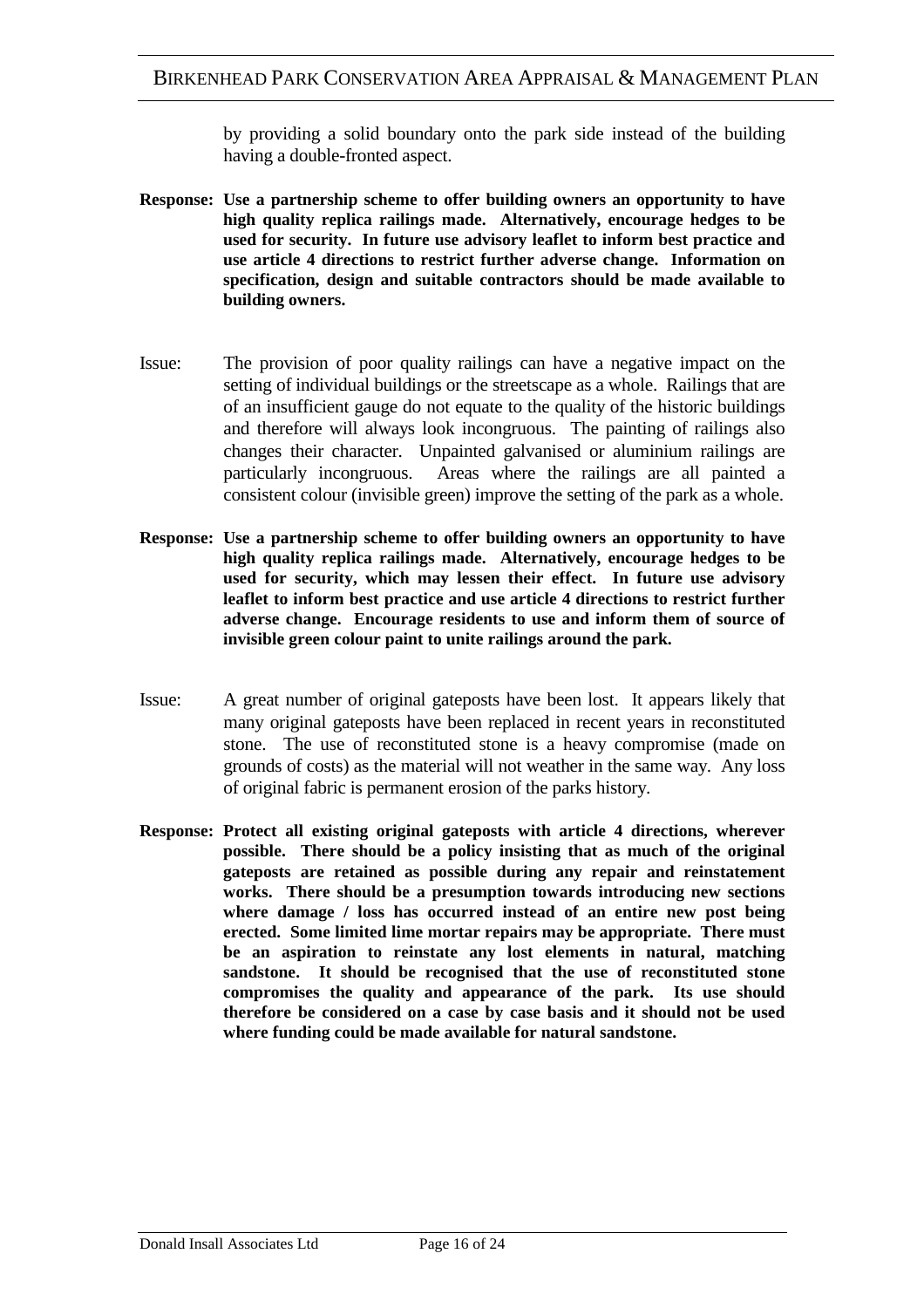by providing a solid boundary onto the park side instead of the building having a double-fronted aspect.

**Response: Use a partnership scheme to offer building owners an opportunity to have high quality replica railings made. Alternatively, encourage hedges to be used for security. In future use advisory leaflet to inform best practice and use article 4 directions to restrict further adverse change. Information on specification, design and suitable contractors should be made available to building owners.**

Issue: The provision of poor quality railings can have a negative impact on the setting of individual buildings or the streetscape as a whole. Railings that are of an insufficient gauge do not equate to the quality of the historic buildings and therefore will always look incongruous. The painting of railings also changes their character. Unpainted galvanised or aluminium railings are particularly incongruous. Areas where the railings are all painted a consistent colour (invisible green) improve the setting of the park as a whole.

**Response: Use a partnership scheme to offer building owners an opportunity to have high quality replica railings made. Alternatively, encourage hedges to be used for security, which may lessen their effect. In future use advisory leaflet to inform best practice and use article 4 directions to restrict further adverse change. Encourage residents to use and inform them of source of invisible green colour paint to unite railings around the park.**

Issue: A great number of original gateposts have been lost. It appears likely that many original gateposts have been replaced in recent years in reconstituted stone. The use of reconstituted stone is a heavy compromise (made on grounds of costs) as the material will not weather in the same way. Any loss of original fabric is permanent erosion of the parks history.

**Response: Protect all existing original gateposts with article 4 directions, wherever possible. There should be a policy insisting that as much of the original gateposts are retained as possible during any repair and reinstatement works. There should be a presumption towards introducing new sections where damage / loss has occurred instead of an entire new post being erected. Some limited lime mortar repairs may be appropriate. There must be an aspiration to reinstate any lost elements in natural, matching sandstone. It should be recognised that the use of reconstituted stone compromises the quality and appearance of the park. Its use should therefore be considered on a case by case basis and it should not be used where funding could be made available for natural sandstone.**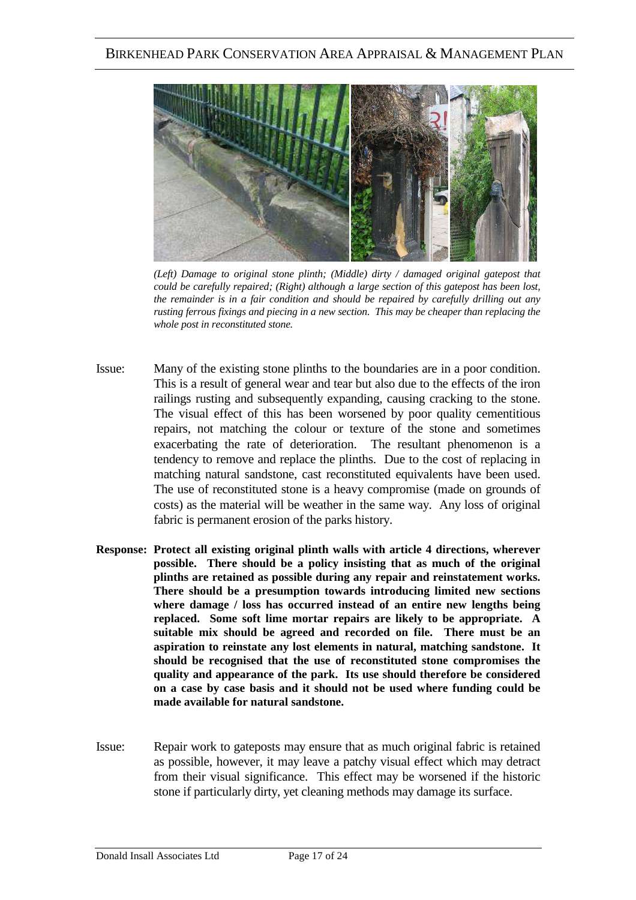*(Left) Damage to original stone plinth; (Middle) dirty / damaged original gatepost that could be carefully repaired; (Right) although a large section of this gatepost has been lost, the remainder is in a fair condition and should be repaired by carefully drilling out any rusting ferrous fixings and piecing in a new section. This may be cheaper than replacing the whole post in reconstituted stone.*

Issue: Many of the existing stone plinths to the boundaries are in a poor condition. This is a result of general wear and tear but also due to the effects of the iron railings rusting and subsequently expanding, causing cracking to the stone. The visual effect of this has been worsened by poor quality cementitious repairs, not matching the colour or texture of the stone and sometimes exacerbating the rate of deterioration. The resultant phenomenon is a tendency to remove and replace the plinths. Due to the cost of replacing in matching natural sandstone, cast reconstituted equivalents have been used. The use of reconstituted stone is a heavy compromise (made on grounds of costs) as the material will be weather in the same way. Any loss of original fabric is permanent erosion of the parks history.

**Response: Protect all existing original plinth walls with article 4 directions, wherever possible. There should be a policy insisting that as much of the original plinths are retained as possible during any repair and reinstatement works. There should be a presumption towards introducing limited new sections where damage / loss has occurred instead of an entire new lengths being replaced. Some soft lime mortar repairs are likely to be appropriate. A suitable mix should be agreed and recorded on file. There must be an aspiration to reinstate any lost elements in natural, matching sandstone. It should be recognised that the use of reconstituted stone compromises the quality and appearance of the park. Its use should therefore be considered on a case by case basis and it should not be used where funding could be made available for natural sandstone.**

Issue: Repair work to gateposts may ensure that as much original fabric is retained as possible, however, it may leave a patchy visual effect which may detract from their visual significance. This effect may be worsened if the historic stone if particularly dirty, yet cleaning methods may damage its surface.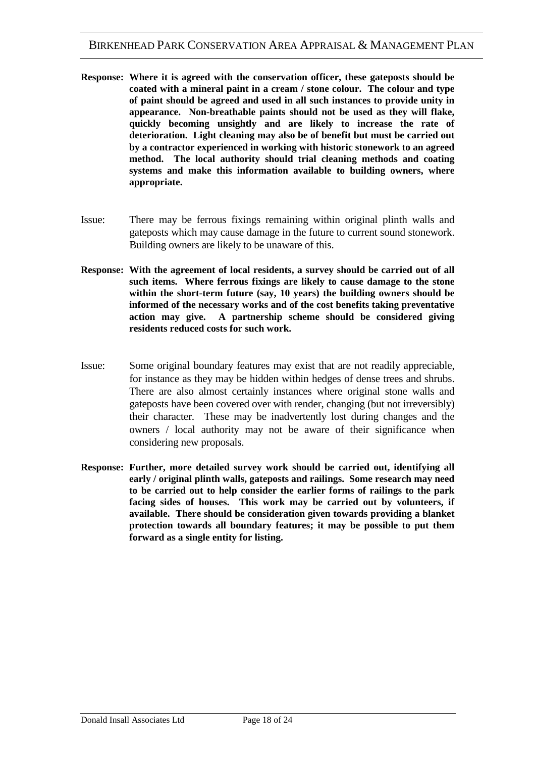**Response: Where it is agreed with the conservation officer, these gateposts should be coated with a mineral paint in a cream / stone colour. The colour and type of paint should be agreed and used in all such instances to provide unity in appearance. Non-breathable paints should not be used as they will flake, quickly becoming unsightly and are likely to increase the rate of deterioration. Light cleaning may also be of benefit but must be carried out by a contractor experienced in working with historic stonework to an agreed method. The local authority should trial cleaning methods and coating systems and make this information available to building owners, where appropriate.**

Issue: There may be ferrous fixings remaining within original plinth walls and gateposts which may cause damage in the future to current sound stonework. Building owners are likely to be unaware of this.

**Response: With the agreement of local residents, a survey should be carried out of all such items. Where ferrous fixings are likely to cause damage to the stone within the short-term future (say, 10 years) the building owners should be informed of the necessary works and of the cost benefits taking preventative action may give. A partnership scheme should be considered giving residents reduced costs for such work.**

Issue: Some original boundary features may exist that are not readily appreciable, for instance as they may be hidden within hedges of dense trees and shrubs. There are also almost certainly instances where original stone walls and gateposts have been covered over with render, changing (but not irreversibly) their character. These may be inadvertently lost during changes and the owners / local authority may not be aware of their significance when considering new proposals.

**Response: Further, more detailed survey work should be carried out, identifying all early / original plinth walls, gateposts and railings. Some research may need to be carried out to help consider the earlier forms of railings to the park facing sides of houses. This work may be carried out by volunteers, if available. There should be consideration given towards providing a blanket protection towards all boundary features; it may be possible to put them forward as a single entity for listing.**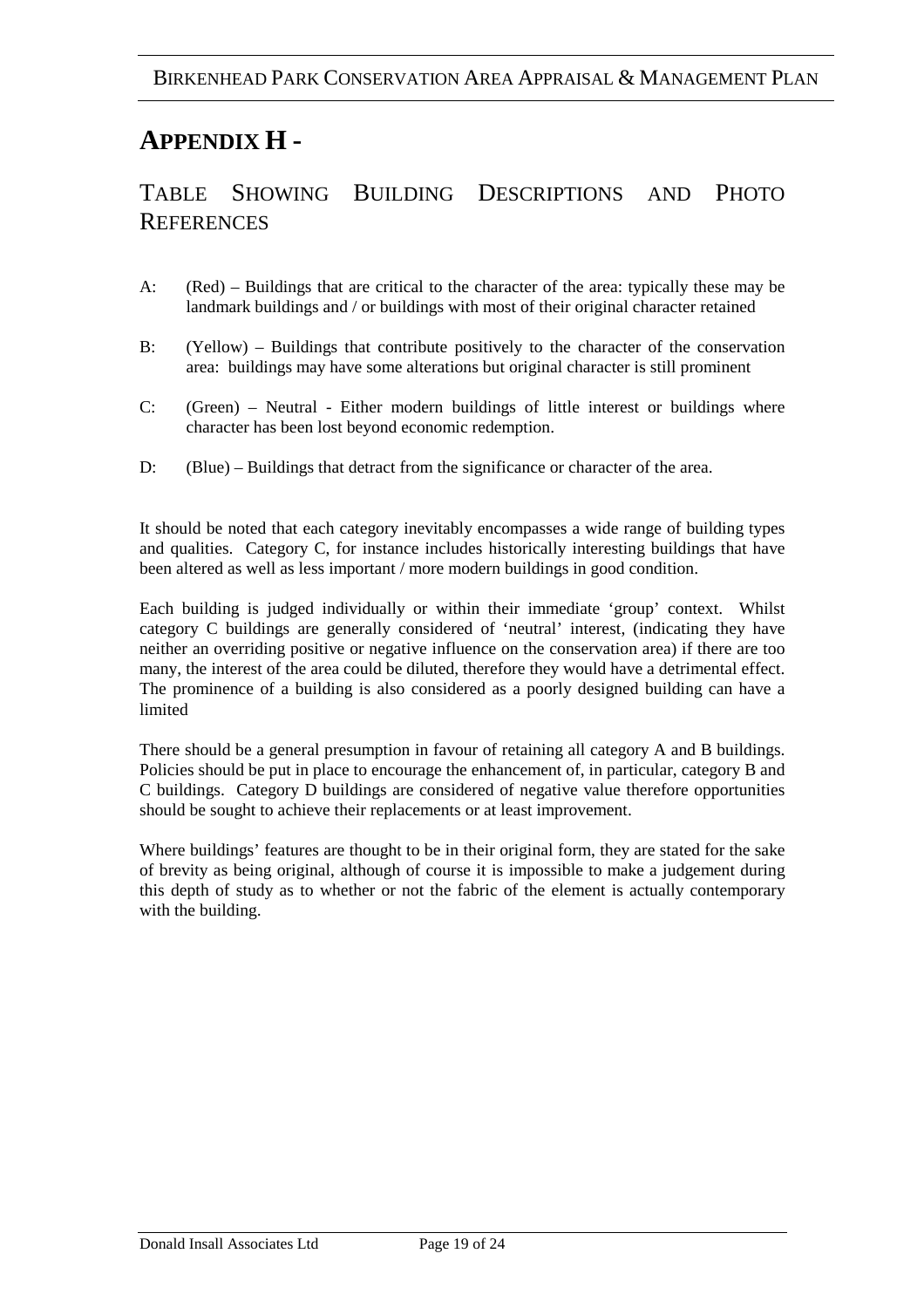# Appendix H -

## Table Showing Building Descriptions and Photo References

A: (Red) – Buildings that are critical to the character of the area: typically these may be landmark buildings and / or buildings with most of their original character retained

B: (Yellow) – Buildings that contribute positively to the character of the conservation area: buildings may have some alterations but original character is still prominent

C: (Green) – Neutral - Either modern buildings of little interest or buildings where character has been lost beyond economic redemption.

D: (Blue) – Buildings that detract from the significance or character of the area.

It should be noted that each category inevitably encompasses a wide range of building types and qualities. Category C, for instance includes historically interesting buildings that have been altered as well as less important / more modern buildings in good condition.

Each building is judged individually or within their immediate 'group' context. Whilst category C buildings are generally considered of 'neutral' interest, (indicating they have neither an overriding positive or negative influence on the conservation area) if there are too many, the interest of the area could be diluted, therefore they would have a detrimental effect. The prominence of a building is also considered as a poorly designed building can have a limited

There should be a general presumption in favour of retaining all category A and B buildings. Policies should be put in place to encourage the enhancement of, in particular, category B and C buildings. Category D buildings are considered of negative value therefore opportunities should be sought to achieve their replacements or at least improvement.

Where buildings' features are thought to be in their original form, they are stated for the sake of brevity as being original, although of course it is impossible to make a judgement during this depth of study as to whether or not the fabric of the element is actually contemporary with the building.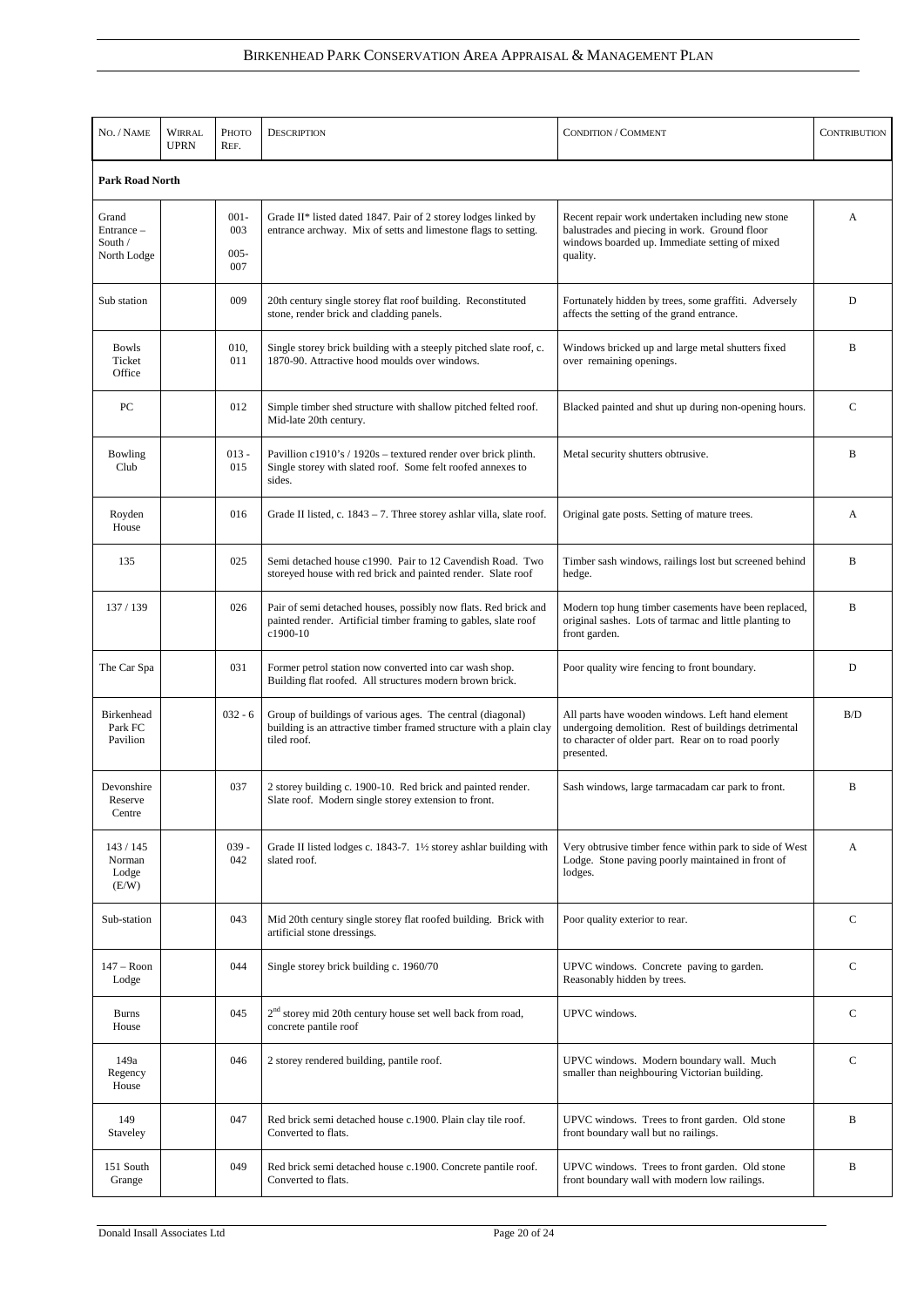| No. / Name | Wirral UPRN | Photo Ref. | Description | Condition / Comment | Contribution |
|---|---|---|---|---|---|
| **Park Road North** | | | | | |
| Grand Entrance – South / North Lodge | | 001-003 005-007 | Grade II* listed dated 1847. Pair of 2 storey lodges linked by entrance archway. Mix of setts and limestone flags to setting. | Recent repair work undertaken including new stone balustrades and piecing in work. Ground floor windows boarded up. Immediate setting of mixed quality. | A |
| Sub station | | 009 | 20th century single storey flat roof building. Reconstituted stone, render brick and cladding panels. | Fortunately hidden by trees, some graffiti. Adversely affects the setting of the grand entrance. | D |
| Bowls Ticket Office | | 010, 011 | Single storey brick building with a steeply pitched slate roof, c. 1870-90. Attractive hood moulds over windows. | Windows bricked up and large metal shutters fixed over remaining openings. | B |
| PC | | 012 | Simple timber shed structure with shallow pitched felted roof. Mid-late 20th century. | Blacked painted and shut up during non-opening hours. | C |
| Bowling Club | | 013 - 015 | Pavillion c1910's / 1920s – textured render over brick plinth. Single storey with slated roof. Some felt roofed annexes to sides. | Metal security shutters obtrusive. | B |
| Royden House | | 016 | Grade II listed, c. 1843 – 7. Three storey ashlar villa, slate roof. | Original gate posts. Setting of mature trees. | A |
| 135 | | 025 | Semi detached house c1990. Pair to 12 Cavendish Road. Two storeyed house with red brick and painted render. Slate roof | Timber sash windows, railings lost but screened behind hedge. | B |
| 137 / 139 | | 026 | Pair of semi detached houses, possibly now flats. Red brick and painted render. Artificial timber framing to gables, slate roof c1900-10 | Modern top hung timber casements have been replaced, original sashes. Lots of tarmac and little planting to front garden. | B |
| The Car Spa | | 031 | Former petrol station now converted into car wash shop. Building flat roofed. All structures modern brown brick. | Poor quality wire fencing to front boundary. | D |
| Birkenhead Park FC Pavilion | | 032 - 6 | Group of buildings of various ages. The central (diagonal) building is an attractive timber framed structure with a plain clay tiled roof. | All parts have wooden windows. Left hand element undergoing demolition. Rest of buildings detrimental to character of older part. Rear on to road poorly presented. | B/D |
| Devonshire Reserve Centre | | 037 | 2 storey building c. 1900-10. Red brick and painted render. Slate roof. Modern single storey extension to front. | Sash windows, large tarmacadam car park to front. | B |
| 143 / 145 Norman Lodge (E/W) | | 039 - 042 | Grade II listed lodges c. 1843-7. 1½ storey ashlar building with slated roof. | Very obtrusive timber fence within park to side of West Lodge. Stone paving poorly maintained in front of lodges. | A |
| Sub-station | | 043 | Mid 20th century single storey flat roofed building. Brick with artificial stone dressings. | Poor quality exterior to rear. | C |
| 147 – Roon Lodge | | 044 | Single storey brick building c. 1960/70 | UPVC windows. Concrete paving to garden. Reasonably hidden by trees. | C |
| Burns House | | 045 | 2nd storey mid 20th century house set well back from road, concrete pantile roof | UPVC windows. | C |
| 149a Regency House | | 046 | 2 storey rendered building, pantile roof. | UPVC windows. Modern boundary wall. Much smaller than neighbouring Victorian building. | C |
| 149 Staveley | | 047 | Red brick semi detached house c.1900. Plain clay tile roof. Converted to flats. | UPVC windows. Trees to front garden. Old stone front boundary wall but no railings. | B |
| 151 South Grange | | 049 | Red brick semi detached house c.1900. Concrete pantile roof. Converted to flats. | UPVC windows. Trees to front garden. Old stone front boundary wall with modern low railings. | B |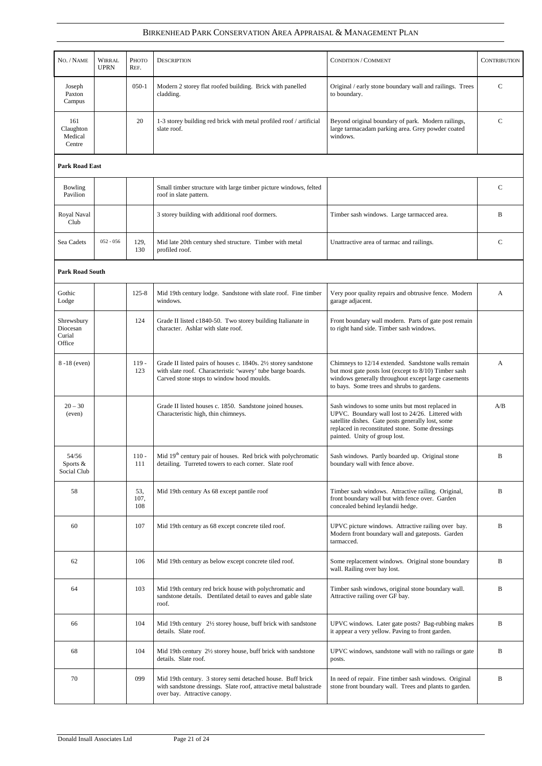| No. / Name | Wirral UPRN | Photo Ref. | Description | Condition / Comment | Contribution |
|---|---|---|---|---|---|
| Joseph Paxton Campus | | 050-1 | Modern 2 storey flat roofed building. Brick with panelled cladding. | Original / early stone boundary wall and railings. Trees to boundary. | C |
| 161 Claughton Medical Centre | | 20 | 1-3 storey building red brick with metal profiled roof / artificial slate roof. | Beyond original boundary of park. Modern railings, large tarmacadam parking area. Grey powder coated windows. | C |
| **Park Road East** | | | | | |
| Bowling Pavilion | | | Small timber structure with large timber picture windows, felted roof in slate pattern. | | C |
| Royal Naval Club | | | 3 storey building with additional roof dormers. | Timber sash windows. Large tarmacced area. | B |
| Sea Cadets | 052 - 056 | 129, 130 | Mid late 20th century shed structure. Timber with metal profiled roof. | Unattractive area of tarmac and railings. | C |
| **Park Road South** | | | | | |
| Gothic Lodge | | 125-8 | Mid 19th century lodge. Sandstone with slate roof. Fine timber windows. | Very poor quality repairs and obtrusive fence. Modern garage adjacent. | A |
| Shrewsbury Diocesan Curial Office | | 124 | Grade II listed c1840-50. Two storey building Italianate in character. Ashlar with slate roof. | Front boundary wall modern. Parts of gate post remain to right hand side. Timber sash windows. | |
| 8 -18 (even) | | 119 - 123 | Grade II listed pairs of houses c. 1840s. 2½ storey sandstone with slate roof. Characteristic 'wavey' tube barge boards. Carved stone stops to window hood moulds. | Chimneys to 12/14 extended. Sandstone walls remain but most gate posts lost (except to 8/10) Timber sash windows generally throughout except large casements to bays. Some trees and shrubs to gardens. | A |
| 20 – 30 (even) | | | Grade II listed houses c. 1850. Sandstone joined houses. Characteristic high, thin chimneys. | Sash windows to some units but most replaced in UPVC. Boundary wall lost to 24/26. Littered with satellite dishes. Gate posts generally lost, some replaced in reconstituted stone. Some dressings painted. Unity of group lost. | A/B |
| 54/56 Sports & Social Club | | 110 - 111 | Mid 19th century pair of houses. Red brick with polychromatic detailing. Turreted towers to each corner. Slate roof | Sash windows. Partly boarded up. Original stone boundary wall with fence above. | B |
| 58 | | 53, 107, 108 | Mid 19th century As 68 except pantile roof | Timber sash windows. Attractive railing. Original, front boundary wall but with fence over. Garden concealed behind leylandii hedge. | B |
| 60 | | 107 | Mid 19th century as 68 except concrete tiled roof. | UPVC picture windows. Attractive railing over bay. Modern front boundary wall and gateposts. Garden tarmacced. | B |
| 62 | | 106 | Mid 19th century as below except concrete tiled roof. | Some replacement windows. Original stone boundary wall. Railing over bay lost. | B |
| 64 | | 103 | Mid 19th century red brick house with polychromatic and sandstone details. Dentilated detail to eaves and gable slate roof. | Timber sash windows, original stone boundary wall. Attractive railing over GF bay. | B |
| 66 | | 104 | Mid 19th century 2½ storey house, buff brick with sandstone details. Slate roof. | UPVC windows. Later gate posts? Bag-rubbing makes it appear a very yellow. Paving to front garden. | B |
| 68 | | 104 | Mid 19th century 2½ storey house, buff brick with sandstone details. Slate roof. | UPVC windows, sandstone wall with no railings or gate posts. | B |
| 70 | | 099 | Mid 19th century. 3 storey semi detached house. Buff brick with sandstone dressings. Slate roof, attractive metal balustrade over bay. Attractive canopy. | In need of repair. Fine timber sash windows. Original stone front boundary wall. Trees and plants to garden. | B |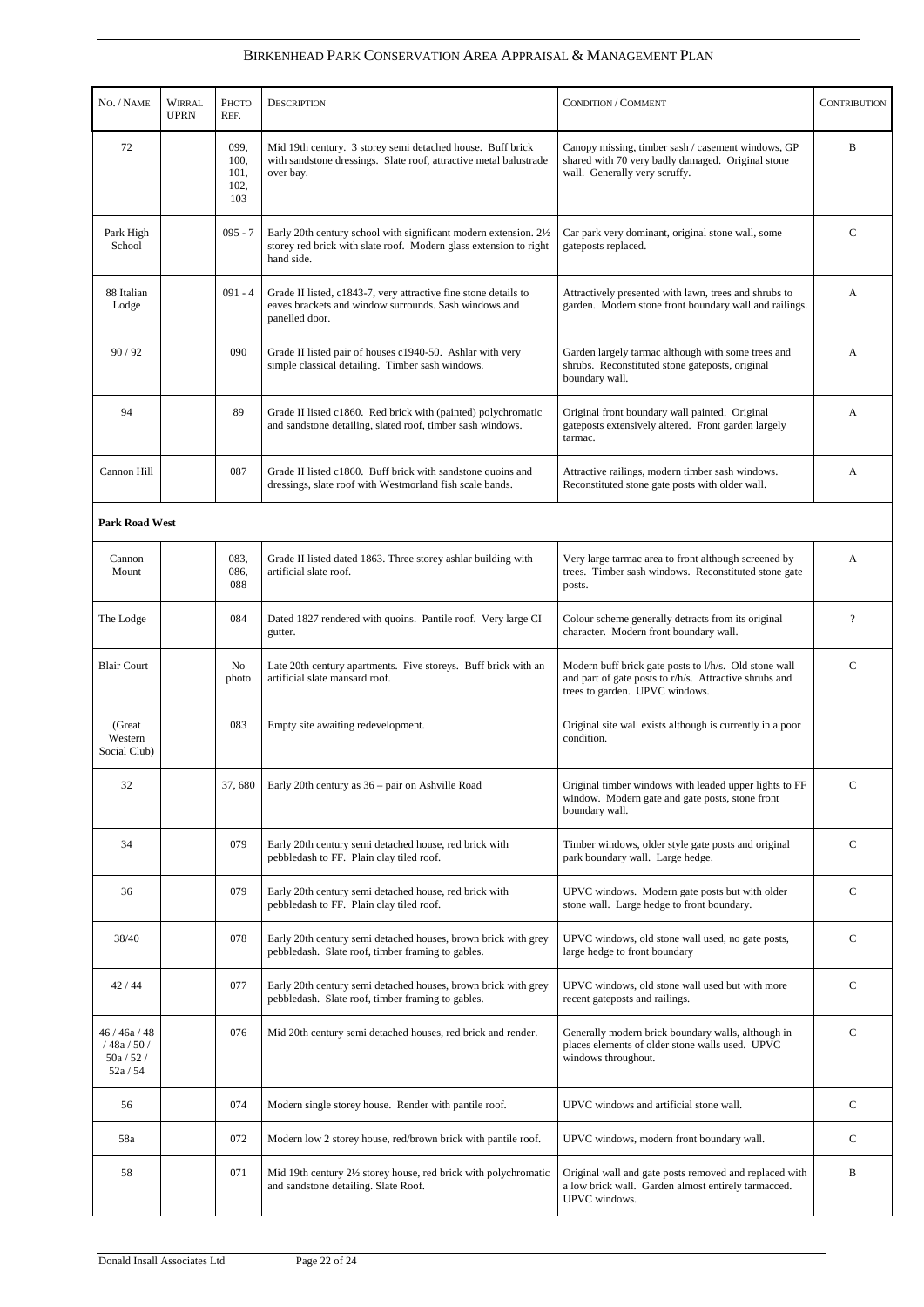| No. / Name | Wirral UPRN | Photo Ref. | Description | Condition / Comment | Contribution |
|---|---|---|---|---|---|
| 72 | | 099, 100, 101, 102, 103 | Mid 19th century. 3 storey semi detached house. Buff brick with sandstone dressings. Slate roof, attractive metal balustrade over bay. | Canopy missing, timber sash / casement windows, GP shared with 70 very badly damaged. Original stone wall. Generally very scruffy. | B |
| Park High School | | 095 - 7 | Early 20th century school with significant modern extension. 2½ storey red brick with slate roof. Modern glass extension to right hand side. | Car park very dominant, original stone wall, some gateposts replaced. | C |
| 88 Italian Lodge | | 091 - 4 | Grade II listed, c1843-7, very attractive fine stone details to eaves brackets and window surrounds. Sash windows and panelled door. | Attractively presented with lawn, trees and shrubs to garden. Modern stone front boundary wall and railings. | A |
| 90 / 92 | | 090 | Grade II listed pair of houses c1940-50. Ashlar with very simple classical detailing. Timber sash windows. | Garden largely tarmac although with some trees and shrubs. Reconstituted stone gateposts, original boundary wall. | A |
| 94 | | 89 | Grade II listed c1860. Red brick with (painted) polychromatic and sandstone detailing, slated roof, timber sash windows. | Original front boundary wall painted. Original gateposts extensively altered. Front garden largely tarmac. | A |
| Cannon Hill | | 087 | Grade II listed c1860. Buff brick with sandstone quoins and dressings, slate roof with Westmorland fish scale bands. | Attractive railings, modern timber sash windows. Reconstituted stone gate posts with older wall. | A |
| **Park Road West** | | | | | |
| Cannon Mount | | 083, 086, 088 | Grade II listed dated 1863. Three storey ashlar building with artificial slate roof. | Very large tarmac area to front although screened by trees. Timber sash windows. Reconstituted stone gate posts. | A |
| The Lodge | | 084 | Dated 1827 rendered with quoins. Pantile roof. Very large CI gutter. | Colour scheme generally detracts from its original character. Modern front boundary wall. | ? |
| Blair Court | | No photo | Late 20th century apartments. Five storeys. Buff brick with an artificial slate mansard roof. | Modern buff brick gate posts to l/h/s. Old stone wall and part of gate posts to r/h/s. Attractive shrubs and trees to garden. UPVC windows. | C |
| (Great Western Social Club) | | 083 | Empty site awaiting redevelopment. | Original site wall exists although is currently in a poor condition. | |
| 32 | | 37, 680 | Early 20th century as 36 – pair on Ashville Road | Original timber windows with leaded upper lights to FF window. Modern gate and gate posts, stone front boundary wall. | C |
| 34 | | 079 | Early 20th century semi detached house, red brick with pebbledash to FF. Plain clay tiled roof. | Timber windows, older style gate posts and original park boundary wall. Large hedge. | C |
| 36 | | 079 | Early 20th century semi detached house, red brick with pebbledash to FF. Plain clay tiled roof. | UPVC windows. Modern gate posts but with older stone wall. Large hedge to front boundary. | C |
| 38/40 | | 078 | Early 20th century semi detached houses, brown brick with grey pebbledash. Slate roof, timber framing to gables. | UPVC windows, old stone wall used, no gate posts, large hedge to front boundary | C |
| 42 / 44 | | 077 | Early 20th century semi detached houses, brown brick with grey pebbledash. Slate roof, timber framing to gables. | UPVC windows, old stone wall used but with more recent gateposts and railings. | C |
| 46 / 46a / 48 / 48a / 50 / 50a / 52 / 52a / 54 | | 076 | Mid 20th century semi detached houses, red brick and render. | Generally modern brick boundary walls, although in places elements of older stone walls used. UPVC windows throughout. | C |
| 56 | | 074 | Modern single storey house. Render with pantile roof. | UPVC windows and artificial stone wall. | C |
| 58a | | 072 | Modern low 2 storey house, red/brown brick with pantile roof. | UPVC windows, modern front boundary wall. | C |
| 58 | | 071 | Mid 19th century 2½ storey house, red brick with polychromatic and sandstone detailing. Slate Roof. | Original wall and gate posts removed and replaced with a low brick wall. Garden almost entirely tarmacced. UPVC windows. | B |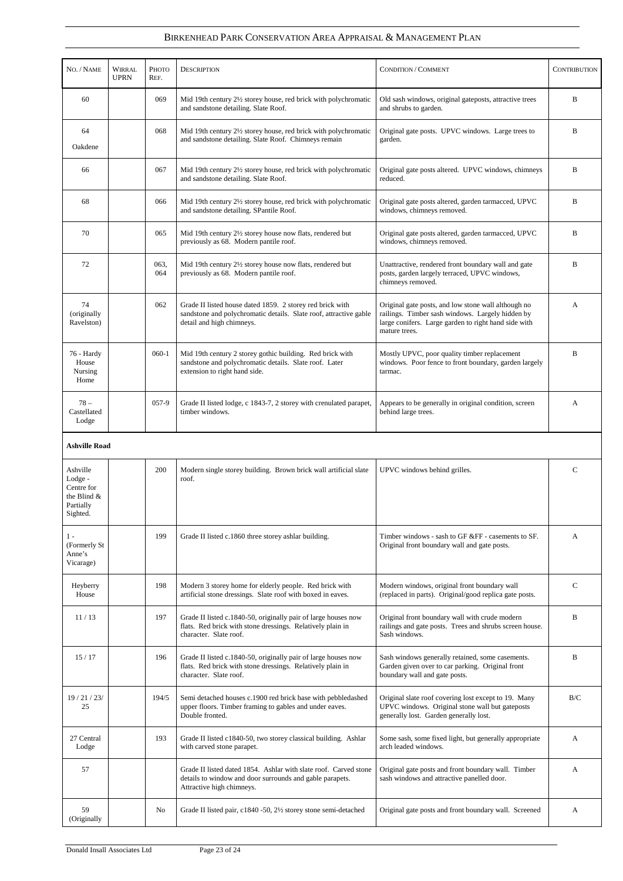| No. / Name | Wirral UPRN | Photo Ref. | Description | Condition / Comment | Contribution |
|---|---|---|---|---|---|
| 60 | | 069 | Mid 19th century 2½ storey house, red brick with polychromatic and sandstone detailing. Slate Roof. | Old sash windows, original gateposts, attractive trees and shrubs to garden. | B |
| 64 Oakdene | | 068 | Mid 19th century 2½ storey house, red brick with polychromatic and sandstone detailing. Slate Roof. Chimneys remain | Original gate posts. UPVC windows. Large trees to garden. | B |
| 66 | | 067 | Mid 19th century 2½ storey house, red brick with polychromatic and sandstone detailing. Slate Roof. | Original gate posts altered. UPVC windows, chimneys reduced. | B |
| 68 | | 066 | Mid 19th century 2½ storey house, red brick with polychromatic and sandstone detailing. SPantile Roof. | Original gate posts altered, garden tarmacced, UPVC windows, chimneys removed. | B |
| 70 | | 065 | Mid 19th century 2½ storey house now flats, rendered but previously as 68. Modern pantile roof. | Original gate posts altered, garden tarmacced, UPVC windows, chimneys removed. | B |
| 72 | | 063, 064 | Mid 19th century 2½ storey house now flats, rendered but previously as 68. Modern pantile roof. | Unattractive, rendered front boundary wall and gate posts, garden largely terraced, UPVC windows, chimneys removed. | B |
| 74 (originally Ravelston) | | 062 | Grade II listed house dated 1859. 2 storey red brick with sandstone and polychromatic details. Slate roof, attractive gable detail and high chimneys. | Original gate posts, and low stone wall although no railings. Timber sash windows. Largely hidden by large conifers. Large garden to right hand side with mature trees. | A |
| 76 - Hardy House Nursing Home | | 060-1 | Mid 19th century 2 storey gothic building. Red brick with sandstone and polychromatic details. Slate roof. Later extension to right hand side. | Mostly UPVC, poor quality timber replacement windows. Poor fence to front boundary, garden largely tarmac. | B |
| 78 – Castellated Lodge | | 057-9 | Grade II listed lodge, c 1843-7, 2 storey with crenulated parapet, timber windows. | Appears to be generally in original condition, screen behind large trees. | A |
| **Ashville Road** | | | | | |
| Ashville Lodge - Centre for the Blind & Partially Sighted. | | 200 | Modern single storey building. Brown brick wall artificial slate roof. | UPVC windows behind grilles. | C |
| 1 - (Formerly St Anne's Vicarage) | | 199 | Grade II listed c.1860 three storey ashlar building. | Timber windows - sash to GF &FF - casements to SF. Original front boundary wall and gate posts. | A |
| Heyberry House | | 198 | Modern 3 storey home for elderly people. Red brick with artificial stone dressings. Slate roof with boxed in eaves. | Modern windows, original front boundary wall (replaced in parts). Original/good replica gate posts. | C |
| 11 / 13 | | 197 | Grade II listed c.1840-50, originally pair of large houses now flats. Red brick with stone dressings. Relatively plain in character. Slate roof. | Original front boundary wall with crude modern railings and gate posts. Trees and shrubs screen house. Sash windows. | B |
| 15 / 17 | | 196 | Grade II listed c.1840-50, originally pair of large houses now flats. Red brick with stone dressings. Relatively plain in character. Slate roof. | Sash windows generally retained, some casements. Garden given over to car parking. Original front boundary wall and gate posts. | B |
| 19 / 21 / 23/ 25 | | 194/5 | Semi detached houses c.1900 red brick base with pebbledashed upper floors. Timber framing to gables and under eaves. Double fronted. | Original slate roof covering lost except to 19. Many UPVC windows. Original stone wall but gateposts generally lost. Garden generally lost. | B/C |
| 27 Central Lodge | | 193 | Grade II listed c1840-50, two storey classical building. Ashlar with carved stone parapet. | Some sash, some fixed light, but generally appropriate arch leaded windows. | A |
| 57 | | | Grade II listed dated 1854. Ashlar with slate roof. Carved stone details to window and door surrounds and gable parapets. Attractive high chimneys. | Original gate posts and front boundary wall. Timber sash windows and attractive panelled door. | A |
| 59 (Originally | | No | Grade II listed pair, c1840 -50, 2½ storey stone semi-detached | Original gate posts and front boundary wall. Screened | A |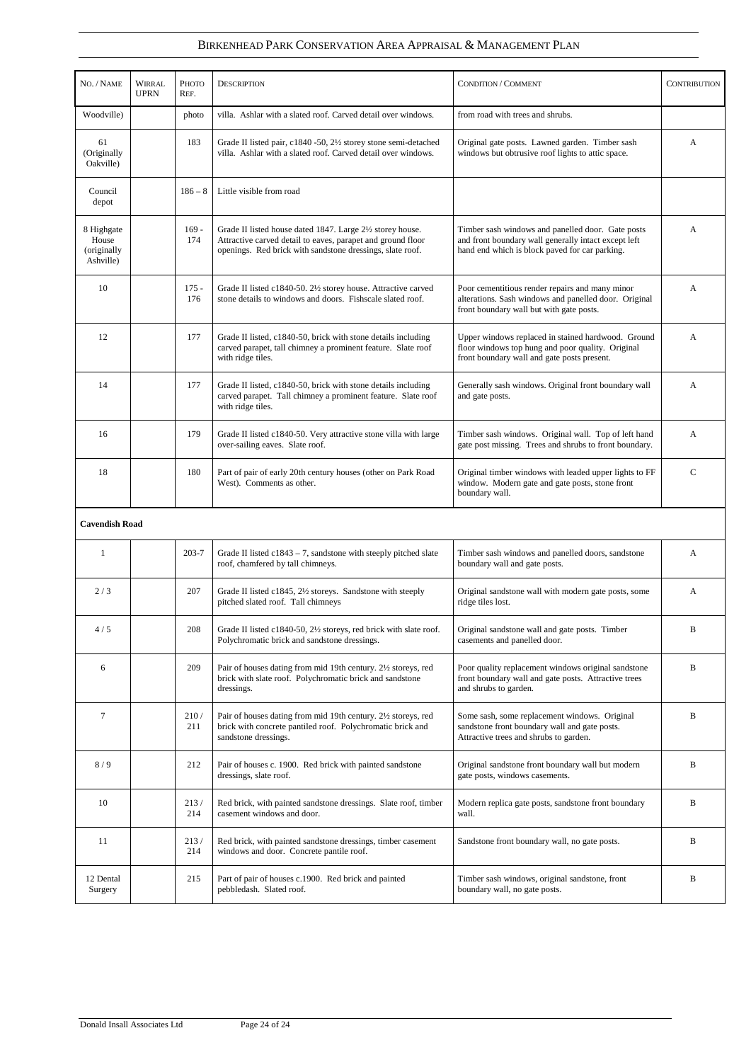| No. / Name | Wirral UPRN | Photo Ref. | Description | Condition / Comment | Contribution |
|---|---|---|---|---|---|
| Woodville) | | photo | villa. Ashlar with a slated roof. Carved detail over windows. | from road with trees and shrubs. | |
| 61 (Originally Oakville) | | 183 | Grade II listed pair, c1840 -50, 2½ storey stone semi-detached villa. Ashlar with a slated roof. Carved detail over windows. | Original gate posts. Lawned garden. Timber sash windows but obtrusive roof lights to attic space. | A |
| Council depot | | 186 – 8 | Little visible from road | | |
| 8 Highgate House (originally Ashville) | | 169 - 174 | Grade II listed house dated 1847. Large 2½ storey house. Attractive carved detail to eaves, parapet and ground floor openings. Red brick with sandstone dressings, slate roof. | Timber sash windows and panelled door. Gate posts and front boundary wall generally intact except left hand end which is block paved for car parking. | A |
| 10 | | 175 - 176 | Grade II listed c1840-50. 2½ storey house. Attractive carved stone details to windows and doors. Fishscale slated roof. | Poor cementitious render repairs and many minor alterations. Sash windows and panelled door. Original front boundary wall but with gate posts. | A |
| 12 | | 177 | Grade II listed, c1840-50, brick with stone details including carved parapet, tall chimney a prominent feature. Slate roof with ridge tiles. | Upper windows replaced in stained hardwood. Ground floor windows top hung and poor quality. Original front boundary wall and gate posts present. | A |
| 14 | | 177 | Grade II listed, c1840-50, brick with stone details including carved parapet. Tall chimney a prominent feature. Slate roof with ridge tiles. | Generally sash windows. Original front boundary wall and gate posts. | A |
| 16 | | 179 | Grade II listed c1840-50. Very attractive stone villa with large over-sailing eaves. Slate roof. | Timber sash windows. Original wall. Top of left hand gate post missing. Trees and shrubs to front boundary. | A |
| 18 | | 180 | Part of pair of early 20th century houses (other on Park Road West). Comments as other. | Original timber windows with leaded upper lights to FF window. Modern gate and gate posts, stone front boundary wall. | C |
| **Cavendish Road** | | | | | |
| 1 | | 203-7 | Grade II listed c1843 – 7, sandstone with steeply pitched slate roof, chamfered by tall chimneys. | Timber sash windows and panelled doors, sandstone boundary wall and gate posts. | A |
| 2 / 3 | | 207 | Grade II listed c1845, 2½ storeys. Sandstone with steeply pitched slated roof. Tall chimneys | Original sandstone wall with modern gate posts, some ridge tiles lost. | A |
| 4 / 5 | | 208 | Grade II listed c1840-50, 2½ storeys, red brick with slate roof. Polychromatic brick and sandstone dressings. | Original sandstone wall and gate posts. Timber casements and panelled door. | B |
| 6 | | 209 | Pair of houses dating from mid 19th century. 2½ storeys, red brick with slate roof. Polychromatic brick and sandstone dressings. | Poor quality replacement windows original sandstone front boundary wall and gate posts. Attractive trees and shrubs to garden. | B |
| 7 | | 210 / 211 | Pair of houses dating from mid 19th century. 2½ storeys, red brick with concrete pantiled roof. Polychromatic brick and sandstone dressings. | Some sash, some replacement windows. Original sandstone front boundary wall and gate posts. Attractive trees and shrubs to garden. | B |
| 8 / 9 | | 212 | Pair of houses c. 1900. Red brick with painted sandstone dressings, slate roof. | Original sandstone front boundary wall but modern gate posts, windows casements. | B |
| 10 | | 213 / 214 | Red brick, with painted sandstone dressings. Slate roof, timber casement windows and door. | Modern replica gate posts, sandstone front boundary wall. | B |
| 11 | | 213 / 214 | Red brick, with painted sandstone dressings, timber casement windows and door. Concrete pantile roof. | Sandstone front boundary wall, no gate posts. | B |
| 12 Dental Surgery | | 215 | Part of pair of houses c.1900. Red brick and painted pebbledash. Slated roof. | Timber sash windows, original sandstone, front boundary wall, no gate posts. | B |